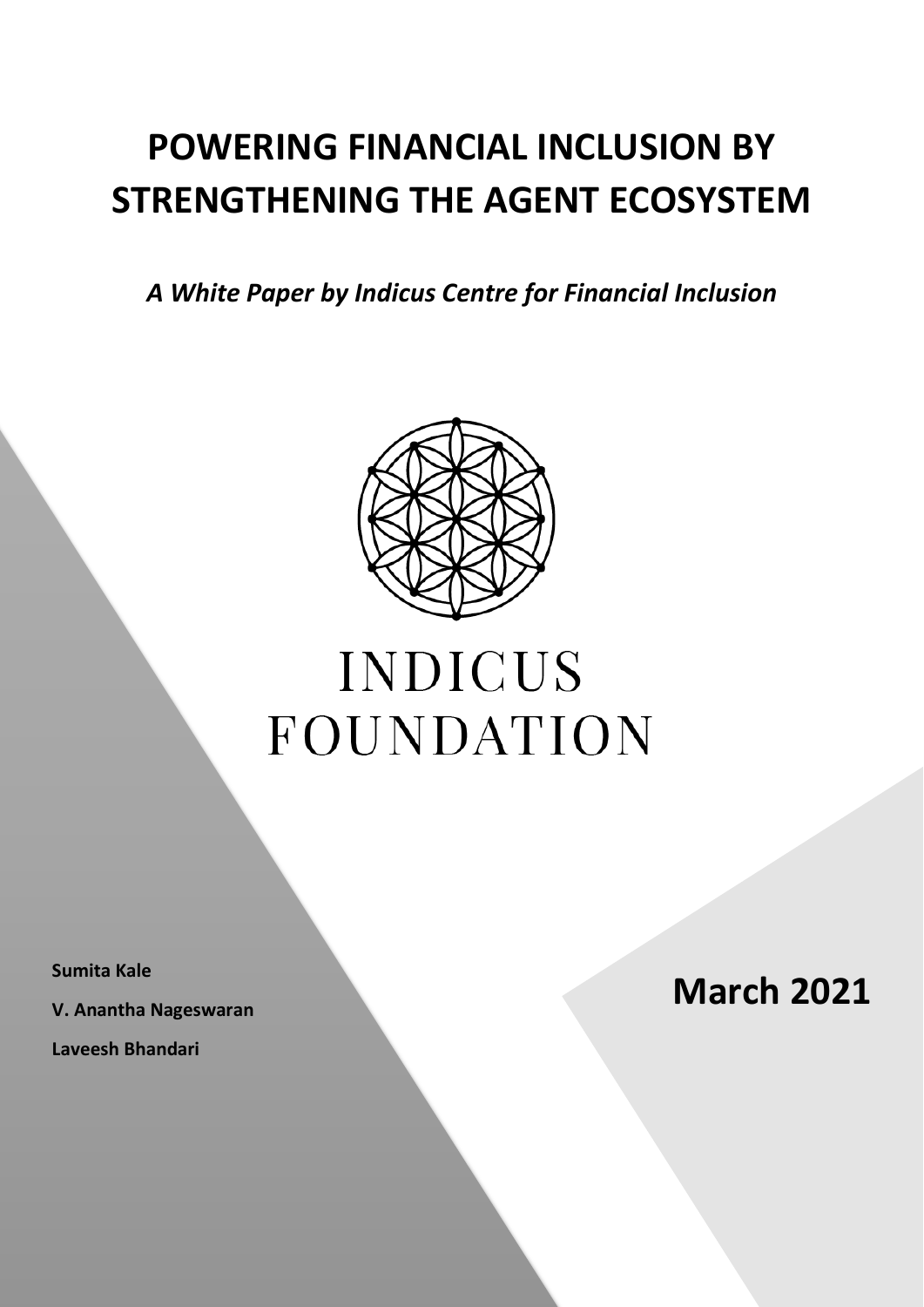# POWERING FINANCIAL INCLUSION BY STRENGTHENING THE AGENT ECOSYSTEM

*A White Paper by Indicus Centre for Financial Inclusion*

INDICUS FOUNDATION

**Sumita Kale**

**V. Anantha Nageswaran**

**Laveesh Bhandari**

**March 2021**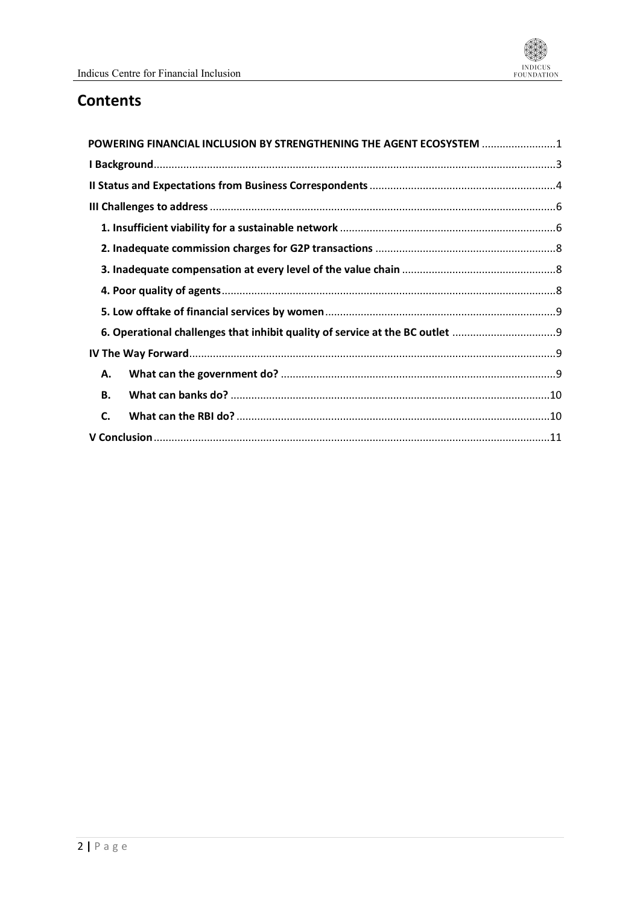# Contents

POWERING FINANCIAL INCLUSION BY STRENGTHENING THE AGENT ECOSYSTEM .........................1

I Background.......................................................................................................................3

II Status and Expectations from Business Correspondents ..............................................................4

III Challenges to address ....................................................................................................6

1. Insufficient viability for a sustainable network ........................................................................6

2. Inadequate commission charges for G2P transactions .............................................................8

3. Inadequate compensation at every level of the value chain ....................................................8

4. Poor quality of agents.................................................................................................8

5. Low offtake of financial services by women.............................................................................9

6. Operational challenges that inhibit quality of service at the BC outlet ...................................9

IV The Way Forward.............................................................................................................9

A. What can the government do? ............................................................................................9

B. What can banks do? ...........................................................................................................10

C. What can the RBI do? .........................................................................................................10

V Conclusion.......................................................................................................................11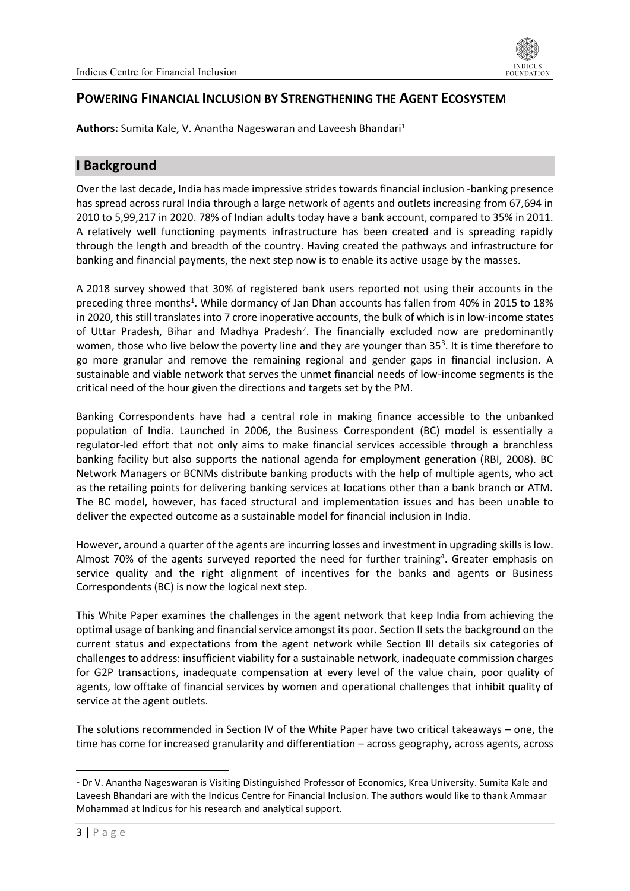## POWERING FINANCIAL INCLUSION BY STRENGTHENING THE AGENT ECOSYSTEM

**Authors:** Sumita Kale, V. Anantha Nageswaran and Laveesh Bhandari[1]

## I Background

Over the last decade, India has made impressive strides towards financial inclusion -banking presence has spread across rural India through a large network of agents and outlets increasing from 67,694 in 2010 to 5,99,217 in 2020. 78% of Indian adults today have a bank account, compared to 35% in 2011. A relatively well functioning payments infrastructure has been created and is spreading rapidly through the length and breadth of the country. Having created the pathways and infrastructure for banking and financial payments, the next step now is to enable its active usage by the masses.

A 2018 survey showed that 30% of registered bank users reported not using their accounts in the preceding three months[1]. While dormancy of Jan Dhan accounts has fallen from 40% in 2015 to 18% in 2020, this still translates into 7 crore inoperative accounts, the bulk of which is in low-income states of Uttar Pradesh, Bihar and Madhya Pradesh[2]. The financially excluded now are predominantly women, those who live below the poverty line and they are younger than 35[3]. It is time therefore to go more granular and remove the remaining regional and gender gaps in financial inclusion. A sustainable and viable network that serves the unmet financial needs of low-income segments is the critical need of the hour given the directions and targets set by the PM.

Banking Correspondents have had a central role in making finance accessible to the unbanked population of India. Launched in 2006, the Business Correspondent (BC) model is essentially a regulator-led effort that not only aims to make financial services accessible through a branchless banking facility but also supports the national agenda for employment generation (RBI, 2008). BC Network Managers or BCNMs distribute banking products with the help of multiple agents, who act as the retailing points for delivering banking services at locations other than a bank branch or ATM. The BC model, however, has faced structural and implementation issues and has been unable to deliver the expected outcome as a sustainable model for financial inclusion in India.

However, around a quarter of the agents are incurring losses and investment in upgrading skills is low. Almost 70% of the agents surveyed reported the need for further training[4]. Greater emphasis on service quality and the right alignment of incentives for the banks and agents or Business Correspondents (BC) is now the logical next step.

This White Paper examines the challenges in the agent network that keep India from achieving the optimal usage of banking and financial service amongst its poor. Section II sets the background on the current status and expectations from the agent network while Section III details six categories of challenges to address: insufficient viability for a sustainable network, inadequate commission charges for G2P transactions, inadequate compensation at every level of the value chain, poor quality of agents, low offtake of financial services by women and operational challenges that inhibit quality of service at the agent outlets.

The solutions recommended in Section IV of the White Paper have two critical takeaways – one, the time has come for increased granularity and differentiation – across geography, across agents, across

---

[1] Dr V. Anantha Nageswaran is Visiting Distinguished Professor of Economics, Krea University. Sumita Kale and Laveesh Bhandari are with the Indicus Centre for Financial Inclusion. The authors would like to thank Ammaar Mohammad at Indicus for his research and analytical support.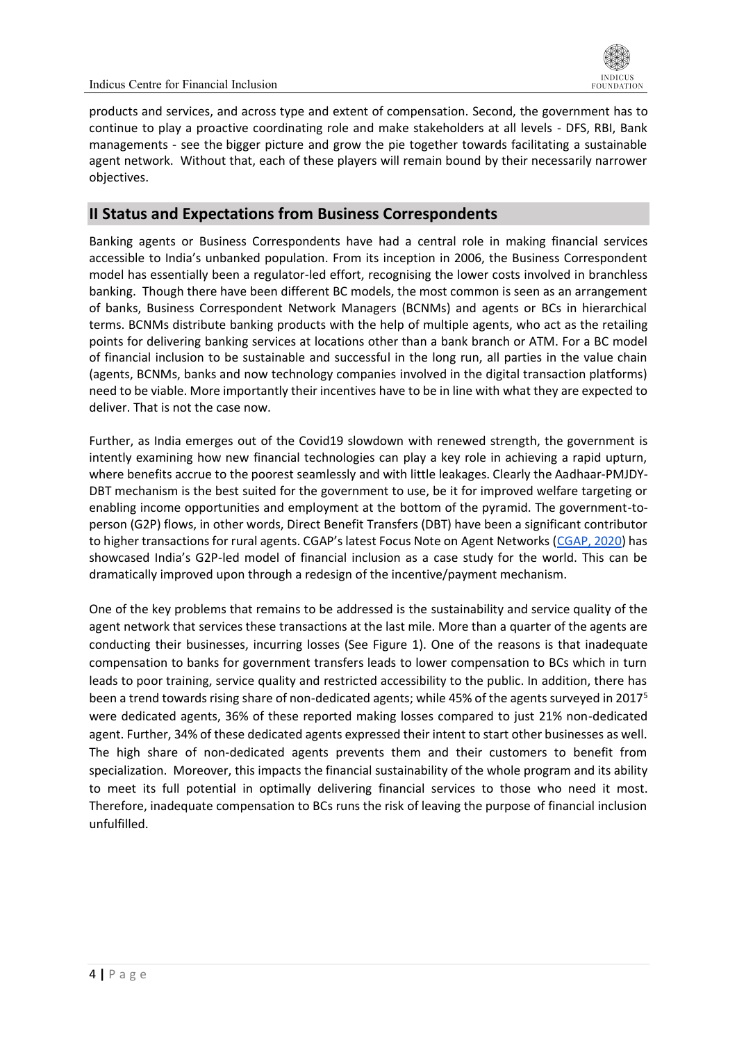products and services, and across type and extent of compensation. Second, the government has to continue to play a proactive coordinating role and make stakeholders at all levels - DFS, RBI, Bank managements - see the bigger picture and grow the pie together towards facilitating a sustainable agent network. Without that, each of these players will remain bound by their necessarily narrower objectives.

## II Status and Expectations from Business Correspondents

Banking agents or Business Correspondents have had a central role in making financial services accessible to India's unbanked population. From its inception in 2006, the Business Correspondent model has essentially been a regulator-led effort, recognising the lower costs involved in branchless banking. Though there have been different BC models, the most common is seen as an arrangement of banks, Business Correspondent Network Managers (BCNMs) and agents or BCs in hierarchical terms. BCNMs distribute banking products with the help of multiple agents, who act as the retailing points for delivering banking services at locations other than a bank branch or ATM. For a BC model of financial inclusion to be sustainable and successful in the long run, all parties in the value chain (agents, BCNMs, banks and now technology companies involved in the digital transaction platforms) need to be viable. More importantly their incentives have to be in line with what they are expected to deliver. That is not the case now.

Further, as India emerges out of the Covid19 slowdown with renewed strength, the government is intently examining how new financial technologies can play a key role in achieving a rapid upturn, where benefits accrue to the poorest seamlessly and with little leakages. Clearly the Aadhaar-PMJDY-DBT mechanism is the best suited for the government to use, be it for improved welfare targeting or enabling income opportunities and employment at the bottom of the pyramid. The government-to-person (G2P) flows, in other words, Direct Benefit Transfers (DBT) have been a significant contributor to higher transactions for rural agents. CGAP's latest Focus Note on Agent Networks (CGAP, 2020) has showcased India's G2P-led model of financial inclusion as a case study for the world. This can be dramatically improved upon through a redesign of the incentive/payment mechanism.

One of the key problems that remains to be addressed is the sustainability and service quality of the agent network that services these transactions at the last mile. More than a quarter of the agents are conducting their businesses, incurring losses (See Figure 1). One of the reasons is that inadequate compensation to banks for government transfers leads to lower compensation to BCs which in turn leads to poor training, service quality and restricted accessibility to the public. In addition, there has been a trend towards rising share of non-dedicated agents; while 45% of the agents surveyed in 2017[5] were dedicated agents, 36% of these reported making losses compared to just 21% non-dedicated agent. Further, 34% of these dedicated agents expressed their intent to start other businesses as well. The high share of non-dedicated agents prevents them and their customers to benefit from specialization. Moreover, this impacts the financial sustainability of the whole program and its ability to meet its full potential in optimally delivering financial services to those who need it most. Therefore, inadequate compensation to BCs runs the risk of leaving the purpose of financial inclusion unfulfilled.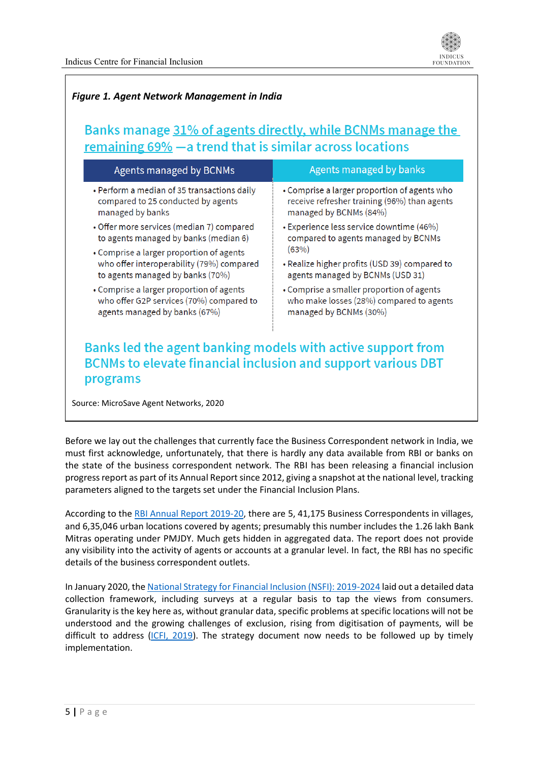*Figure 1. Agent Network Management in India*

**Banks manage 31% of agents directly, while BCNMs manage the remaining 69% —a trend that is similar across locations**

| Agents managed by BCNMs | Agents managed by banks |
| --- | --- |
| • Perform a median of 35 transactions daily compared to 25 conducted by agents managed by banks<br>• Offer more services (median 7) compared to agents managed by banks (median 6)<br>• Comprise a larger proportion of agents who offer interoperability (79%) compared to agents managed by banks (70%)<br>• Comprise a larger proportion of agents who offer G2P services (70%) compared to agents managed by banks (67%) | • Comprise a larger proportion of agents who receive refresher training (96%) than agents managed by BCNMs (84%)<br>• Experience less service downtime (46%) compared to agents managed by BCNMs (63%)<br>• Realize higher profits (USD 39) compared to agents managed by BCNMs (USD 31)<br>• Comprise a smaller proportion of agents who make losses (28%) compared to agents managed by BCNMs (30%) |

**Banks led the agent banking models with active support from BCNMs to elevate financial inclusion and support various DBT programs**

Source: MicroSave Agent Networks, 2020

Before we lay out the challenges that currently face the Business Correspondent network in India, we must first acknowledge, unfortunately, that there is hardly any data available from RBI or banks on the state of the business correspondent network. The RBI has been releasing a financial inclusion progress report as part of its Annual Report since 2012, giving a snapshot at the national level, tracking parameters aligned to the targets set under the Financial Inclusion Plans.

According to the RBI Annual Report 2019-20, there are 5, 41,175 Business Correspondents in villages, and 6,35,046 urban locations covered by agents; presumably this number includes the 1.26 lakh Bank Mitras operating under PMJDY. Much gets hidden in aggregated data. The report does not provide any visibility into the activity of agents or accounts at a granular level. In fact, the RBI has no specific details of the business correspondent outlets.

In January 2020, the National Strategy for Financial Inclusion (NSFI): 2019-2024 laid out a detailed data collection framework, including surveys at a regular basis to tap the views from consumers. Granularity is the key here as, without granular data, specific problems at specific locations will not be understood and the growing challenges of exclusion, rising from digitisation of payments, will be difficult to address (ICFI, 2019). The strategy document now needs to be followed up by timely implementation.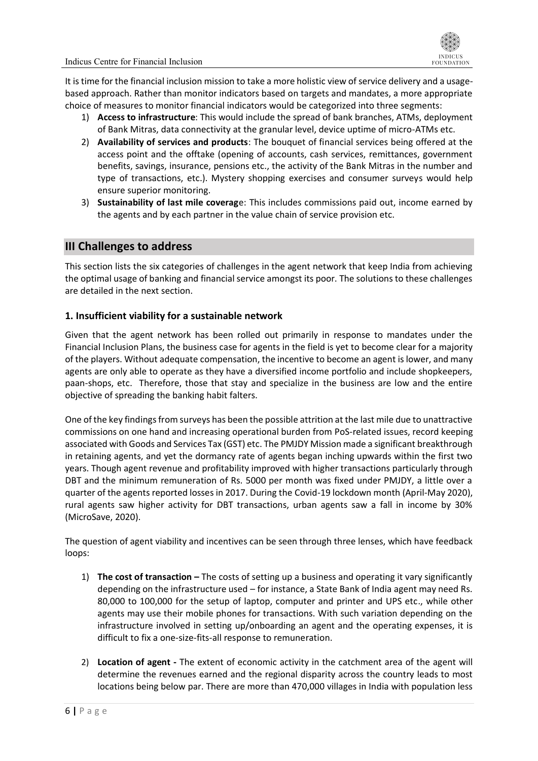It is time for the financial inclusion mission to take a more holistic view of service delivery and a usage-based approach. Rather than monitor indicators based on targets and mandates, a more appropriate choice of measures to monitor financial indicators would be categorized into three segments:

1) **Access to infrastructure**: This would include the spread of bank branches, ATMs, deployment of Bank Mitras, data connectivity at the granular level, device uptime of micro-ATMs etc.
2) **Availability of services and products**: The bouquet of financial services being offered at the access point and the offtake (opening of accounts, cash services, remittances, government benefits, savings, insurance, pensions etc., the activity of the Bank Mitras in the number and type of transactions, etc.). Mystery shopping exercises and consumer surveys would help ensure superior monitoring.
3) **Sustainability of last mile coverag**e: This includes commissions paid out, income earned by the agents and by each partner in the value chain of service provision etc.

## III Challenges to address

This section lists the six categories of challenges in the agent network that keep India from achieving the optimal usage of banking and financial service amongst its poor. The solutions to these challenges are detailed in the next section.

### 1. Insufficient viability for a sustainable network

Given that the agent network has been rolled out primarily in response to mandates under the Financial Inclusion Plans, the business case for agents in the field is yet to become clear for a majority of the players. Without adequate compensation, the incentive to become an agent is lower, and many agents are only able to operate as they have a diversified income portfolio and include shopkeepers, paan-shops, etc. Therefore, those that stay and specialize in the business are low and the entire objective of spreading the banking habit falters.

One of the key findings from surveys has been the possible attrition at the last mile due to unattractive commissions on one hand and increasing operational burden from PoS-related issues, record keeping associated with Goods and Services Tax (GST) etc. The PMJDY Mission made a significant breakthrough in retaining agents, and yet the dormancy rate of agents began inching upwards within the first two years. Though agent revenue and profitability improved with higher transactions particularly through DBT and the minimum remuneration of Rs. 5000 per month was fixed under PMJDY, a little over a quarter of the agents reported losses in 2017. During the Covid-19 lockdown month (April-May 2020), rural agents saw higher activity for DBT transactions, urban agents saw a fall in income by 30% (MicroSave, 2020).

The question of agent viability and incentives can be seen through three lenses, which have feedback loops:

1) **The cost of transaction –** The costs of setting up a business and operating it vary significantly depending on the infrastructure used – for instance, a State Bank of India agent may need Rs. 80,000 to 100,000 for the setup of laptop, computer and printer and UPS etc., while other agents may use their mobile phones for transactions. With such variation depending on the infrastructure involved in setting up/onboarding an agent and the operating expenses, it is difficult to fix a one-size-fits-all response to remuneration.

2) **Location of agent -** The extent of economic activity in the catchment area of the agent will determine the revenues earned and the regional disparity across the country leads to most locations being below par. There are more than 470,000 villages in India with population less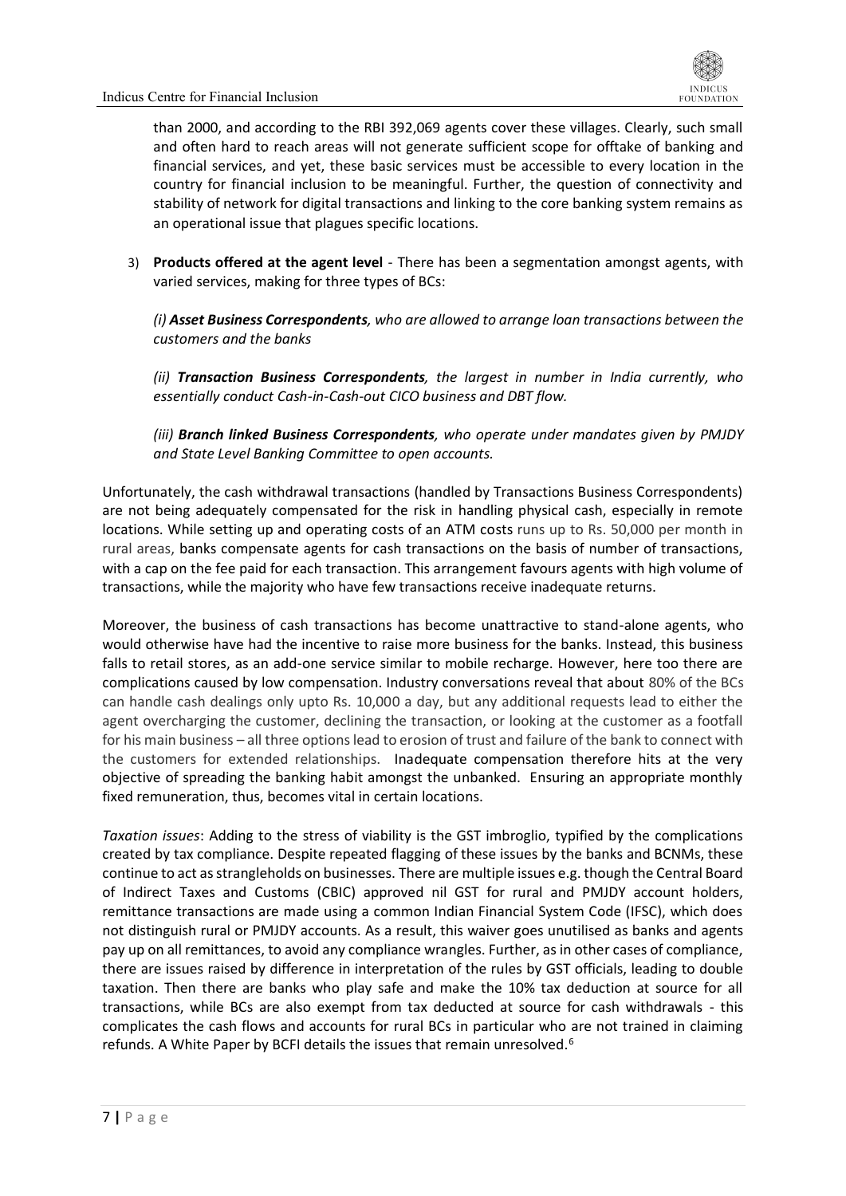than 2000, and according to the RBI 392,069 agents cover these villages. Clearly, such small and often hard to reach areas will not generate sufficient scope for offtake of banking and financial services, and yet, these basic services must be accessible to every location in the country for financial inclusion to be meaningful. Further, the question of connectivity and stability of network for digital transactions and linking to the core banking system remains as an operational issue that plagues specific locations.

3) **Products offered at the agent level** - There has been a segmentation amongst agents, with varied services, making for three types of BCs:

   *(i) **Asset Business Correspondents**, who are allowed to arrange loan transactions between the customers and the banks*

   *(ii) **Transaction Business Correspondents**, the largest in number in India currently, who essentially conduct Cash-in-Cash-out CICO business and DBT flow.*

   *(iii) **Branch linked Business Correspondents**, who operate under mandates given by PMJDY and State Level Banking Committee to open accounts.*

Unfortunately, the cash withdrawal transactions (handled by Transactions Business Correspondents) are not being adequately compensated for the risk in handling physical cash, especially in remote locations. While setting up and operating costs of an ATM costs runs up to Rs. 50,000 per month in rural areas, banks compensate agents for cash transactions on the basis of number of transactions, with a cap on the fee paid for each transaction. This arrangement favours agents with high volume of transactions, while the majority who have few transactions receive inadequate returns.

Moreover, the business of cash transactions has become unattractive to stand-alone agents, who would otherwise have had the incentive to raise more business for the banks. Instead, this business falls to retail stores, as an add-one service similar to mobile recharge. However, here too there are complications caused by low compensation. Industry conversations reveal that about 80% of the BCs can handle cash dealings only upto Rs. 10,000 a day, but any additional requests lead to either the agent overcharging the customer, declining the transaction, or looking at the customer as a footfall for his main business – all three options lead to erosion of trust and failure of the bank to connect with the customers for extended relationships. Inadequate compensation therefore hits at the very objective of spreading the banking habit amongst the unbanked. Ensuring an appropriate monthly fixed remuneration, thus, becomes vital in certain locations.

*Taxation issues*: Adding to the stress of viability is the GST imbroglio, typified by the complications created by tax compliance. Despite repeated flagging of these issues by the banks and BCNMs, these continue to act as strangleholds on businesses. There are multiple issues e.g. though the Central Board of Indirect Taxes and Customs (CBIC) approved nil GST for rural and PMJDY account holders, remittance transactions are made using a common Indian Financial System Code (IFSC), which does not distinguish rural or PMJDY accounts. As a result, this waiver goes unutilised as banks and agents pay up on all remittances, to avoid any compliance wrangles. Further, as in other cases of compliance, there are issues raised by difference in interpretation of the rules by GST officials, leading to double taxation. Then there are banks who play safe and make the 10% tax deduction at source for all transactions, while BCs are also exempt from tax deducted at source for cash withdrawals - this complicates the cash flows and accounts for rural BCs in particular who are not trained in claiming refunds. A White Paper by BCFI details the issues that remain unresolved.[6]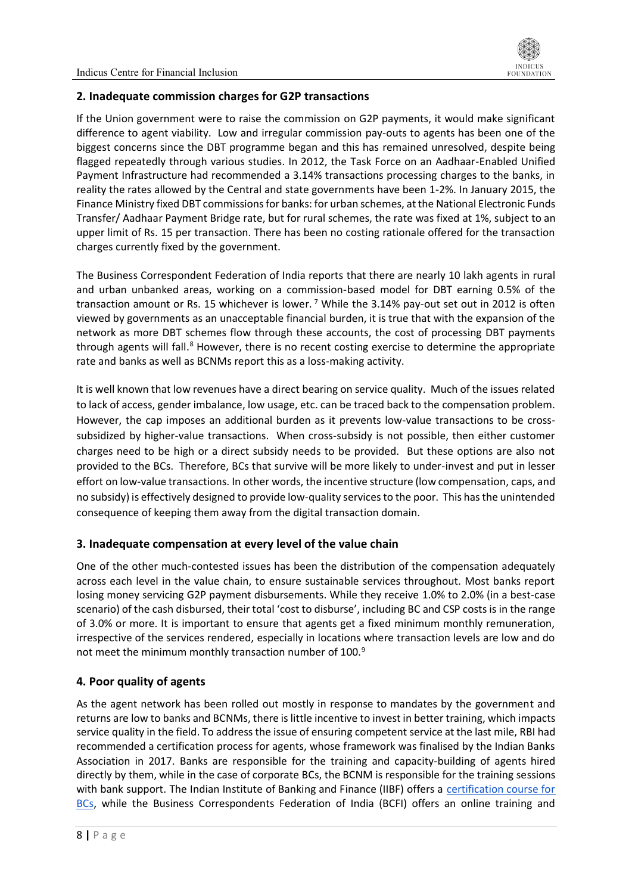## 2. Inadequate commission charges for G2P transactions

If the Union government were to raise the commission on G2P payments, it would make significant difference to agent viability. Low and irregular commission pay-outs to agents has been one of the biggest concerns since the DBT programme began and this has remained unresolved, despite being flagged repeatedly through various studies. In 2012, the Task Force on an Aadhaar-Enabled Unified Payment Infrastructure had recommended a 3.14% transactions processing charges to the banks, in reality the rates allowed by the Central and state governments have been 1-2%. In January 2015, the Finance Ministry fixed DBT commissions for banks: for urban schemes, at the National Electronic Funds Transfer/ Aadhaar Payment Bridge rate, but for rural schemes, the rate was fixed at 1%, subject to an upper limit of Rs. 15 per transaction. There has been no costing rationale offered for the transaction charges currently fixed by the government.

The Business Correspondent Federation of India reports that there are nearly 10 lakh agents in rural and urban unbanked areas, working on a commission-based model for DBT earning 0.5% of the transaction amount or Rs. 15 whichever is lower. [7] While the 3.14% pay-out set out in 2012 is often viewed by governments as an unacceptable financial burden, it is true that with the expansion of the network as more DBT schemes flow through these accounts, the cost of processing DBT payments through agents will fall.[8] However, there is no recent costing exercise to determine the appropriate rate and banks as well as BCNMs report this as a loss-making activity.

It is well known that low revenues have a direct bearing on service quality. Much of the issues related to lack of access, gender imbalance, low usage, etc. can be traced back to the compensation problem. However, the cap imposes an additional burden as it prevents low-value transactions to be cross-subsidized by higher-value transactions. When cross-subsidy is not possible, then either customer charges need to be high or a direct subsidy needs to be provided. But these options are also not provided to the BCs. Therefore, BCs that survive will be more likely to under-invest and put in lesser effort on low-value transactions. In other words, the incentive structure (low compensation, caps, and no subsidy) is effectively designed to provide low-quality services to the poor. This has the unintended consequence of keeping them away from the digital transaction domain.

## 3. Inadequate compensation at every level of the value chain

One of the other much-contested issues has been the distribution of the compensation adequately across each level in the value chain, to ensure sustainable services throughout. Most banks report losing money servicing G2P payment disbursements. While they receive 1.0% to 2.0% (in a best-case scenario) of the cash disbursed, their total 'cost to disburse', including BC and CSP costs is in the range of 3.0% or more. It is important to ensure that agents get a fixed minimum monthly remuneration, irrespective of the services rendered, especially in locations where transaction levels are low and do not meet the minimum monthly transaction number of 100.[9]

## 4. Poor quality of agents

As the agent network has been rolled out mostly in response to mandates by the government and returns are low to banks and BCNMs, there is little incentive to invest in better training, which impacts service quality in the field. To address the issue of ensuring competent service at the last mile, RBI had recommended a certification process for agents, whose framework was finalised by the Indian Banks Association in 2017. Banks are responsible for the training and capacity-building of agents hired directly by them, while in the case of corporate BCs, the BCNM is responsible for the training sessions with bank support. The Indian Institute of Banking and Finance (IIBF) offers a certification course for BCs, while the Business Correspondents Federation of India (BCFI) offers an online training and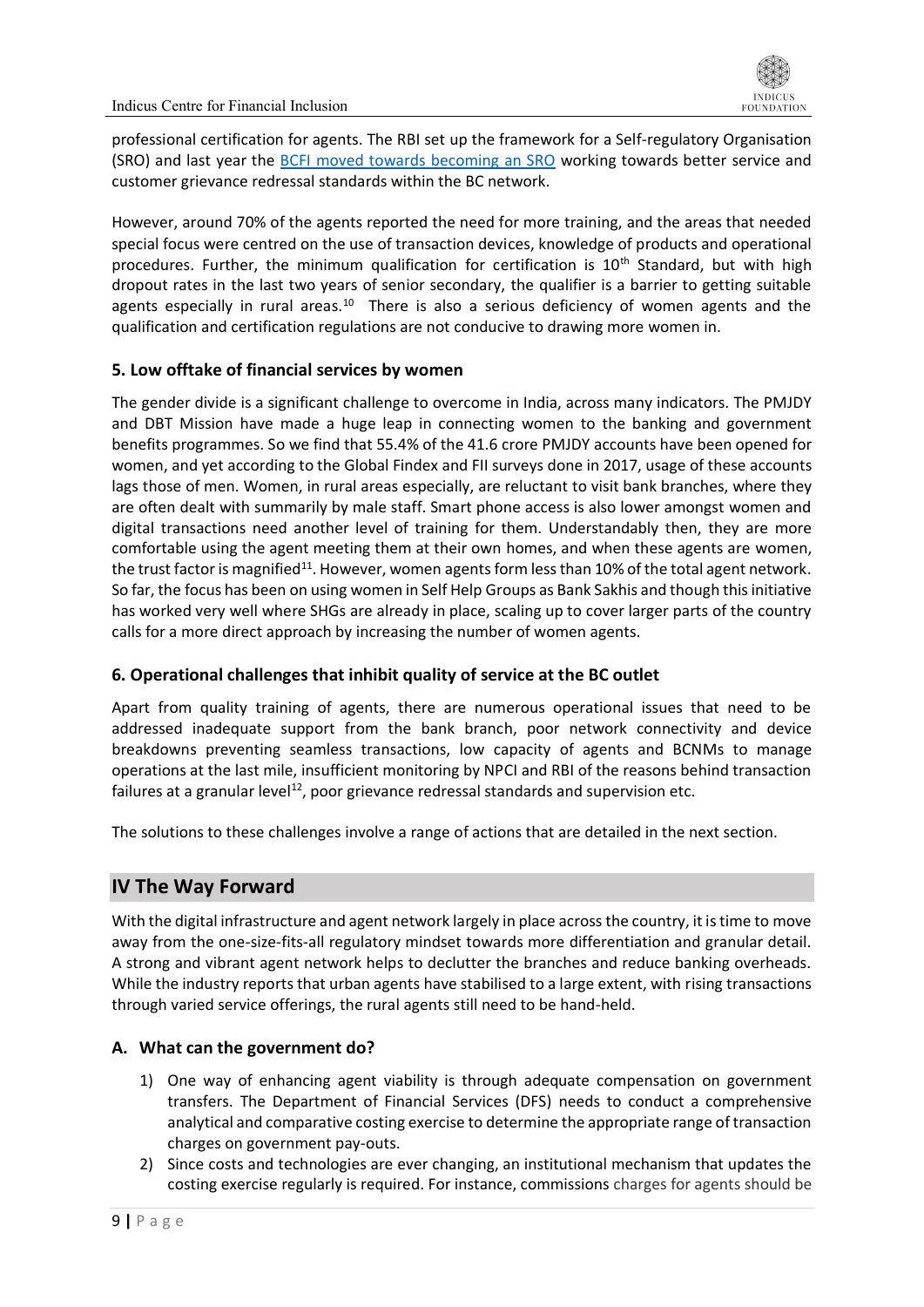professional certification for agents. The RBI set up the framework for a Self-regulatory Organisation (SRO) and last year the BCFI moved towards becoming an SRO working towards better service and customer grievance redressal standards within the BC network.

However, around 70% of the agents reported the need for more training, and the areas that needed special focus were centred on the use of transaction devices, knowledge of products and operational procedures. Further, the minimum qualification for certification is 10th Standard, but with high dropout rates in the last two years of senior secondary, the qualifier is a barrier to getting suitable agents especially in rural areas.[10] There is also a serious deficiency of women agents and the qualification and certification regulations are not conducive to drawing more women in.

### 5. Low offtake of financial services by women

The gender divide is a significant challenge to overcome in India, across many indicators. The PMJDY and DBT Mission have made a huge leap in connecting women to the banking and government benefits programmes. So we find that 55.4% of the 41.6 crore PMJDY accounts have been opened for women, and yet according to the Global Findex and FII surveys done in 2017, usage of these accounts lags those of men. Women, in rural areas especially, are reluctant to visit bank branches, where they are often dealt with summarily by male staff. Smart phone access is also lower amongst women and digital transactions need another level of training for them. Understandably then, they are more comfortable using the agent meeting them at their own homes, and when these agents are women, the trust factor is magnified[11]. However, women agents form less than 10% of the total agent network. So far, the focus has been on using women in Self Help Groups as Bank Sakhis and though this initiative has worked very well where SHGs are already in place, scaling up to cover larger parts of the country calls for a more direct approach by increasing the number of women agents.

### 6. Operational challenges that inhibit quality of service at the BC outlet

Apart from quality training of agents, there are numerous operational issues that need to be addressed inadequate support from the bank branch, poor network connectivity and device breakdowns preventing seamless transactions, low capacity of agents and BCNMs to manage operations at the last mile, insufficient monitoring by NPCI and RBI of the reasons behind transaction failures at a granular level[12], poor grievance redressal standards and supervision etc.

The solutions to these challenges involve a range of actions that are detailed in the next section.

## IV The Way Forward

With the digital infrastructure and agent network largely in place across the country, it is time to move away from the one-size-fits-all regulatory mindset towards more differentiation and granular detail. A strong and vibrant agent network helps to declutter the branches and reduce banking overheads. While the industry reports that urban agents have stabilised to a large extent, with rising transactions through varied service offerings, the rural agents still need to be hand-held.

### A. What can the government do?

1) One way of enhancing agent viability is through adequate compensation on government transfers. The Department of Financial Services (DFS) needs to conduct a comprehensive analytical and comparative costing exercise to determine the appropriate range of transaction charges on government pay-outs.
2) Since costs and technologies are ever changing, an institutional mechanism that updates the costing exercise regularly is required. For instance, commissions charges for agents should be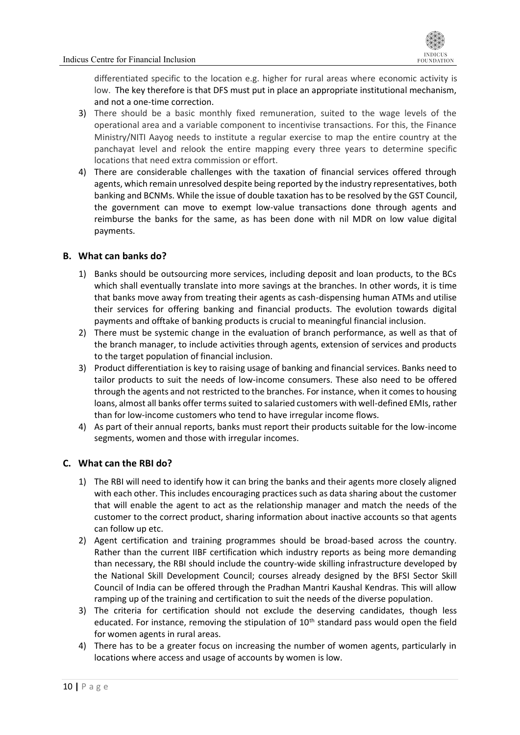differentiated specific to the location e.g. higher for rural areas where economic activity is low. The key therefore is that DFS must put in place an appropriate institutional mechanism, and not a one-time correction.

3) There should be a basic monthly fixed remuneration, suited to the wage levels of the operational area and a variable component to incentivise transactions. For this, the Finance Ministry/NITI Aayog needs to institute a regular exercise to map the entire country at the panchayat level and relook the entire mapping every three years to determine specific locations that need extra commission or effort.
4) There are considerable challenges with the taxation of financial services offered through agents, which remain unresolved despite being reported by the industry representatives, both banking and BCNMs. While the issue of double taxation has to be resolved by the GST Council, the government can move to exempt low-value transactions done through agents and reimburse the banks for the same, as has been done with nil MDR on low value digital payments.

## B. What can banks do?

1) Banks should be outsourcing more services, including deposit and loan products, to the BCs which shall eventually translate into more savings at the branches. In other words, it is time that banks move away from treating their agents as cash-dispensing human ATMs and utilise their services for offering banking and financial products. The evolution towards digital payments and offtake of banking products is crucial to meaningful financial inclusion.
2) There must be systemic change in the evaluation of branch performance, as well as that of the branch manager, to include activities through agents, extension of services and products to the target population of financial inclusion.
3) Product differentiation is key to raising usage of banking and financial services. Banks need to tailor products to suit the needs of low-income consumers. These also need to be offered through the agents and not restricted to the branches. For instance, when it comes to housing loans, almost all banks offer terms suited to salaried customers with well-defined EMIs, rather than for low-income customers who tend to have irregular income flows.
4) As part of their annual reports, banks must report their products suitable for the low-income segments, women and those with irregular incomes.

## C. What can the RBI do?

1) The RBI will need to identify how it can bring the banks and their agents more closely aligned with each other. This includes encouraging practices such as data sharing about the customer that will enable the agent to act as the relationship manager and match the needs of the customer to the correct product, sharing information about inactive accounts so that agents can follow up etc.
2) Agent certification and training programmes should be broad-based across the country. Rather than the current IIBF certification which industry reports as being more demanding than necessary, the RBI should include the country-wide skilling infrastructure developed by the National Skill Development Council; courses already designed by the BFSI Sector Skill Council of India can be offered through the Pradhan Mantri Kaushal Kendras. This will allow ramping up of the training and certification to suit the needs of the diverse population.
3) The criteria for certification should not exclude the deserving candidates, though less educated. For instance, removing the stipulation of 10th standard pass would open the field for women agents in rural areas.
4) There has to be a greater focus on increasing the number of women agents, particularly in locations where access and usage of accounts by women is low.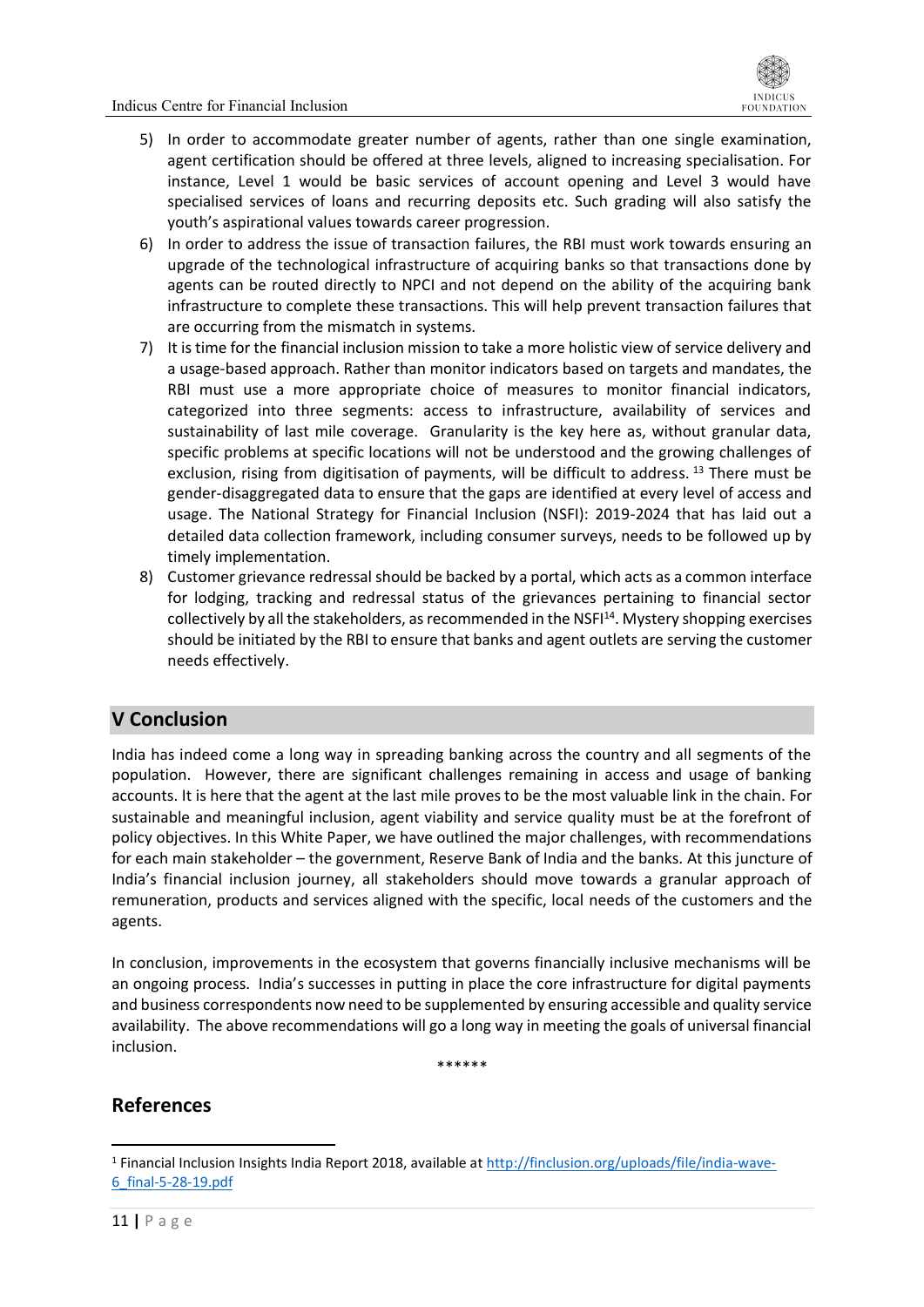5) In order to accommodate greater number of agents, rather than one single examination, agent certification should be offered at three levels, aligned to increasing specialisation. For instance, Level 1 would be basic services of account opening and Level 3 would have specialised services of loans and recurring deposits etc. Such grading will also satisfy the youth's aspirational values towards career progression.
6) In order to address the issue of transaction failures, the RBI must work towards ensuring an upgrade of the technological infrastructure of acquiring banks so that transactions done by agents can be routed directly to NPCI and not depend on the ability of the acquiring bank infrastructure to complete these transactions. This will help prevent transaction failures that are occurring from the mismatch in systems.
7) It is time for the financial inclusion mission to take a more holistic view of service delivery and a usage-based approach. Rather than monitor indicators based on targets and mandates, the RBI must use a more appropriate choice of measures to monitor financial indicators, categorized into three segments: access to infrastructure, availability of services and sustainability of last mile coverage. Granularity is the key here as, without granular data, specific problems at specific locations will not be understood and the growing challenges of exclusion, rising from digitisation of payments, will be difficult to address. [13] There must be gender-disaggregated data to ensure that the gaps are identified at every level of access and usage. The National Strategy for Financial Inclusion (NSFI): 2019-2024 that has laid out a detailed data collection framework, including consumer surveys, needs to be followed up by timely implementation.
8) Customer grievance redressal should be backed by a portal, which acts as a common interface for lodging, tracking and redressal status of the grievances pertaining to financial sector collectively by all the stakeholders, as recommended in the NSFI[14]. Mystery shopping exercises should be initiated by the RBI to ensure that banks and agent outlets are serving the customer needs effectively.

## V Conclusion

India has indeed come a long way in spreading banking across the country and all segments of the population. However, there are significant challenges remaining in access and usage of banking accounts. It is here that the agent at the last mile proves to be the most valuable link in the chain. For sustainable and meaningful inclusion, agent viability and service quality must be at the forefront of policy objectives. In this White Paper, we have outlined the major challenges, with recommendations for each main stakeholder – the government, Reserve Bank of India and the banks. At this juncture of India's financial inclusion journey, all stakeholders should move towards a granular approach of remuneration, products and services aligned with the specific, local needs of the customers and the agents.

In conclusion, improvements in the ecosystem that governs financially inclusive mechanisms will be an ongoing process. India's successes in putting in place the core infrastructure for digital payments and business correspondents now need to be supplemented by ensuring accessible and quality service availability. The above recommendations will go a long way in meeting the goals of universal financial inclusion.

******

## References

[1] Financial Inclusion Insights India Report 2018, available at http://finclusion.org/uploads/file/india-wave-6_final-5-28-19.pdf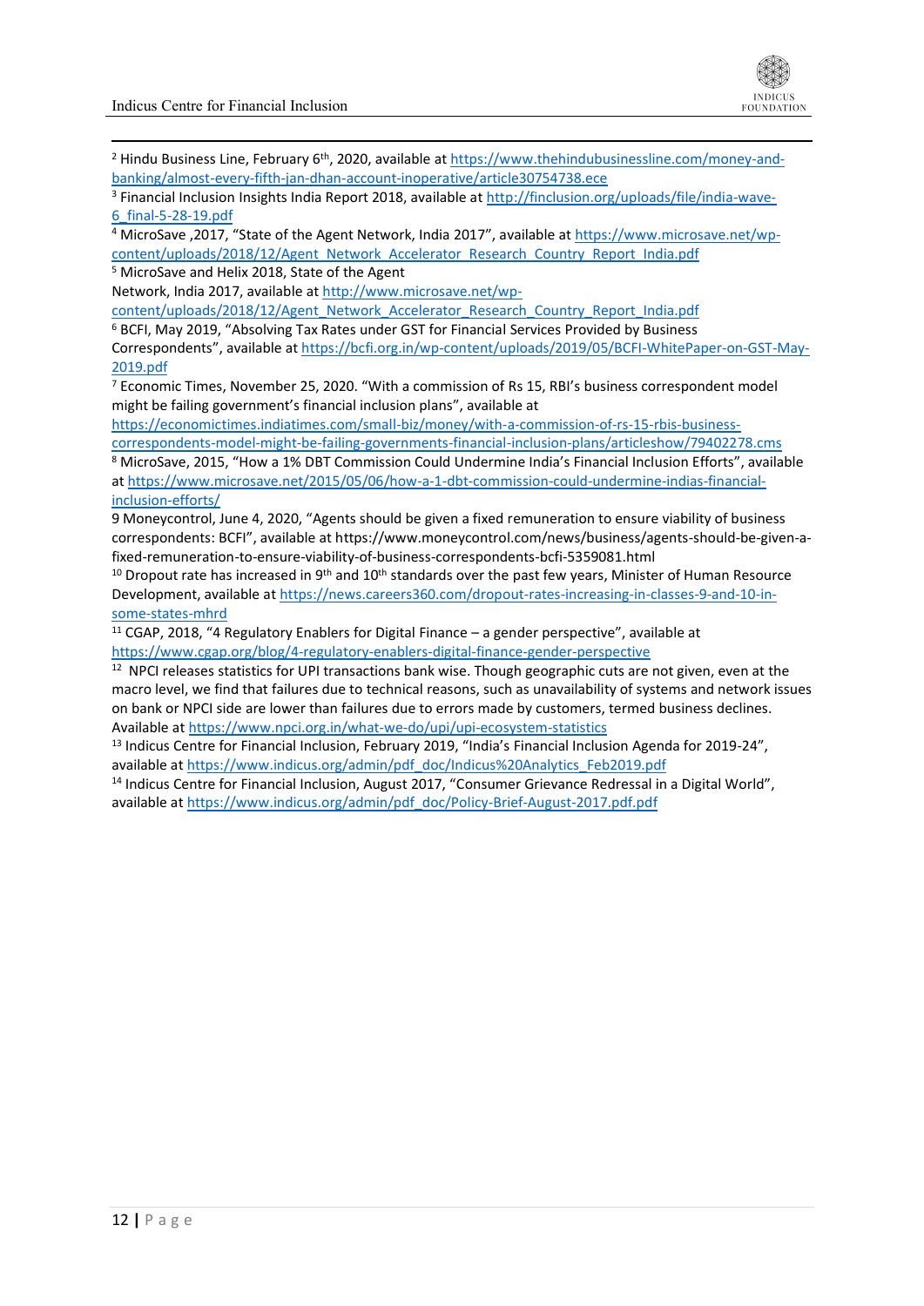[2] Hindu Business Line, February 6th, 2020, available at https://www.thehindubusinessline.com/money-and-banking/almost-every-fifth-jan-dhan-account-inoperative/article30754738.ece

[3] Financial Inclusion Insights India Report 2018, available at http://finclusion.org/uploads/file/india-wave-6_final-5-28-19.pdf

[4] MicroSave ,2017, "State of the Agent Network, India 2017", available at https://www.microsave.net/wp-content/uploads/2018/12/Agent_Network_Accelerator_Research_Country_Report_India.pdf

[5] MicroSave and Helix 2018, State of the Agent Network, India 2017, available at http://www.microsave.net/wp-content/uploads/2018/12/Agent_Network_Accelerator_Research_Country_Report_India.pdf

[6] BCFI, May 2019, "Absolving Tax Rates under GST for Financial Services Provided by Business Correspondents", available at https://bcfi.org.in/wp-content/uploads/2019/05/BCFI-WhitePaper-on-GST-May-2019.pdf

[7] Economic Times, November 25, 2020. "With a commission of Rs 15, RBI's business correspondent model might be failing government's financial inclusion plans", available at https://economictimes.indiatimes.com/small-biz/money/with-a-commission-of-rs-15-rbis-business-correspondents-model-might-be-failing-governments-financial-inclusion-plans/articleshow/79402278.cms

[8] MicroSave, 2015, "How a 1% DBT Commission Could Undermine India's Financial Inclusion Efforts", available at https://www.microsave.net/2015/05/06/how-a-1-dbt-commission-could-undermine-indias-financial-inclusion-efforts/

9 Moneycontrol, June 4, 2020, "Agents should be given a fixed remuneration to ensure viability of business correspondents: BCFI", available at https://www.moneycontrol.com/news/business/agents-should-be-given-a-fixed-remuneration-to-ensure-viability-of-business-correspondents-bcfi-5359081.html

[10] Dropout rate has increased in 9th and 10th standards over the past few years, Minister of Human Resource Development, available at https://news.careers360.com/dropout-rates-increasing-in-classes-9-and-10-in-some-states-mhrd

[11] CGAP, 2018, "4 Regulatory Enablers for Digital Finance – a gender perspective", available at https://www.cgap.org/blog/4-regulatory-enablers-digital-finance-gender-perspective

[12] NPCI releases statistics for UPI transactions bank wise. Though geographic cuts are not given, even at the macro level, we find that failures due to technical reasons, such as unavailability of systems and network issues on bank or NPCI side are lower than failures due to errors made by customers, termed business declines. Available at https://www.npci.org.in/what-we-do/upi/upi-ecosystem-statistics

[13] Indicus Centre for Financial Inclusion, February 2019, "India's Financial Inclusion Agenda for 2019-24", available at https://www.indicus.org/admin/pdf_doc/Indicus%20Analytics_Feb2019.pdf

[14] Indicus Centre for Financial Inclusion, August 2017, "Consumer Grievance Redressal in a Digital World", available at https://www.indicus.org/admin/pdf_doc/Policy-Brief-August-2017.pdf.pdf